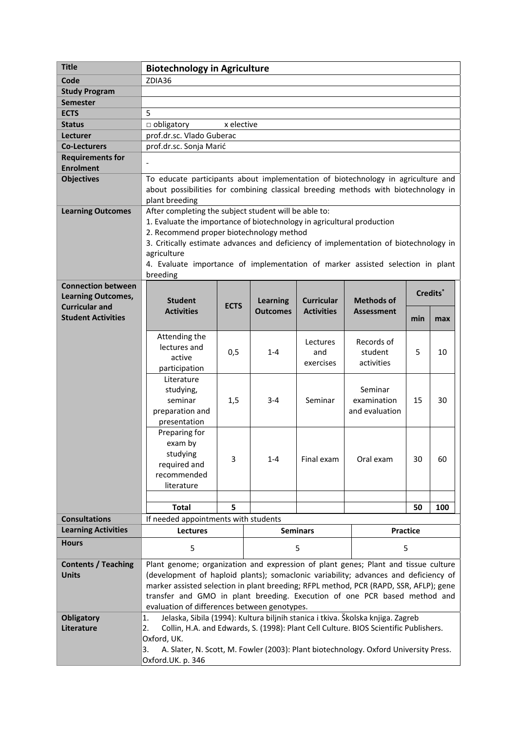| Title | **Biotechnology in Agriculture** |
|---|---|
| **Code** | ZDIA36 |
| **Study Program** | |
| **Semester** | |
| **ECTS** | 5 |
| **Status** | □ obligatory x elective |
| **Lecturer** | prof.dr.sc. Vlado Guberac |
| **Co-Lecturers** | prof.dr.sc. Sonja Marić |
| **Requirements for Enrolment** | - |
| **Objectives** | To educate participants about implementation of biotechnology in agriculture and about possibilities for combining classical breeding methods with biotechnology in plant breeding |
| **Learning Outcomes** | After completing the subject student will be able to:<br>1. Evaluate the importance of biotechnology in agricultural production<br>2. Recommend proper biotechnology method<br>3. Critically estimate advances and deficiency of implementation of biotechnology in agriculture<br>4. Evaluate importance of implementation of marker assisted selection in plant breeding |

**Connection between Learning Outcomes, Curricular and Student Activities**

| Student Activities | ECTS | Learning Outcomes | Curricular Activities | Methods of Assessment | Credits* min | Credits* max |
|---|---|---|---|---|---|---|
| Attending the lectures and active participation | 0,5 | 1-4 | Lectures and exercises | Records of student activities | 5 | 10 |
| Literature studying, seminar preparation and presentation | 1,5 | 3-4 | Seminar | Seminar examination and evaluation | 15 | 30 |
| Preparing for exam by studying required and recommended literature | 3 | 1-4 | Final exam | Oral exam | 30 | 60 |
| | | | | | | |
| **Total** | **5** | | | | **50** | **100** |

| **Consultations** | If needed appointments with students | | |
|---|---|---|---|
| **Learning Activities** | **Lectures** | **Seminars** | **Practice** |
| **Hours** | 5 | 5 | 5 |

| **Contents / Teaching Units** | Plant genome; organization and expression of plant genes; Plant and tissue culture (development of haploid plants); somaclonic variability; advances and deficiency of marker assisted selection in plant breeding; RFPL method, PCR (RAPD, SSR, AFLP); gene transfer and GMO in plant breeding. Execution of one PCR based method and evaluation of differences between genotypes. |
|---|---|
| **Obligatory Literature** | 1. Jelaska, Sibila (1994): Kultura biljnih stanica i tkiva. Školska knjiga. Zagreb<br>2. Collin, H.A. and Edwards, S. (1998): Plant Cell Culture. BIOS Scientific Publishers. Oxford, UK.<br>3. A. Slater, N. Scott, M. Fowler (2003): Plant biotechnology. Oxford University Press. Oxford.UK. p. 346 |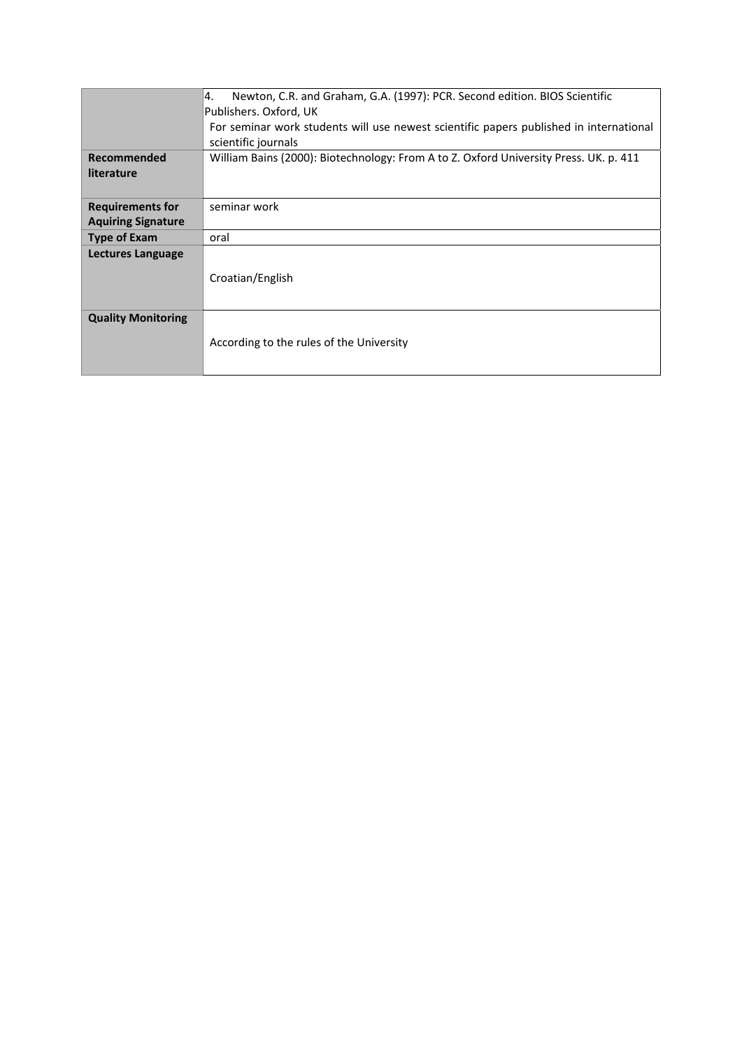| | |
|---|---|
| | 4. Newton, C.R. and Graham, G.A. (1997): PCR. Second edition. BIOS Scientific Publishers. Oxford, UK<br>For seminar work students will use newest scientific papers published in international scientific journals |
| **Recommended literature** | William Bains (2000): Biotechnology: From A to Z. Oxford University Press. UK. p. 411 |
| **Requirements for Aquiring Signature** | seminar work |
| **Type of Exam** | oral |
| **Lectures Language** | Croatian/English |
| **Quality Monitoring** | According to the rules of the University |